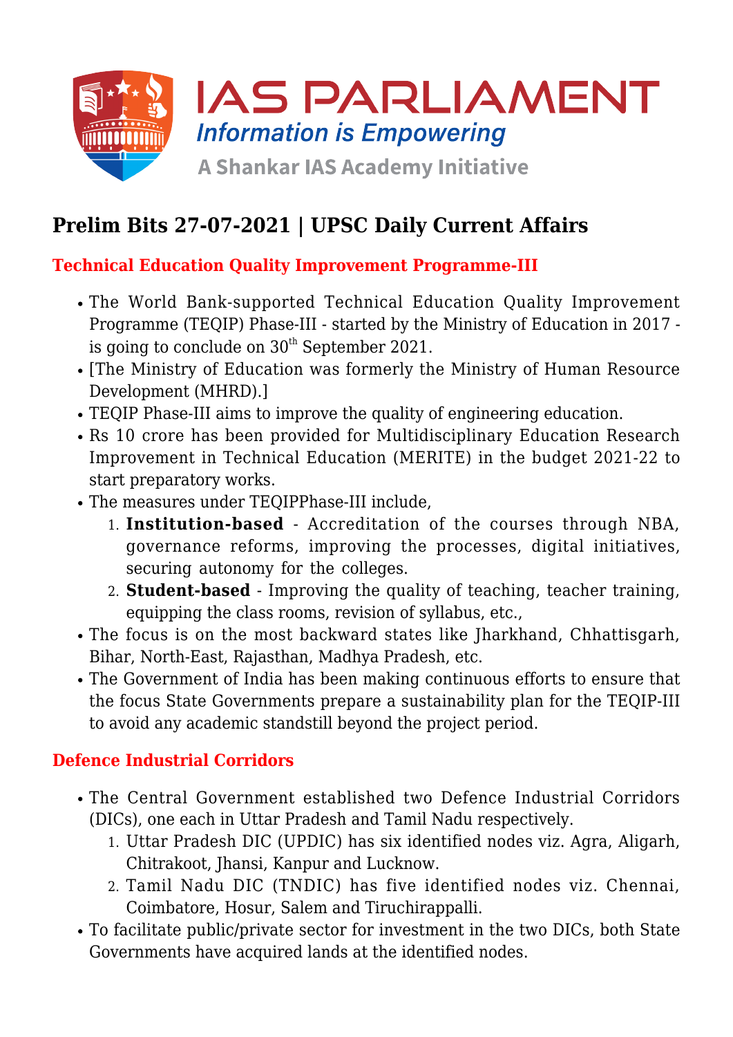# Prelim Bits 27-07-2021 | UPSC Daily Current Affairs

## Technical Education Quality Improvement Programme-III

- The World Bank-supported Technical Education Quality Improvement Programme (TEQIP) Phase-III - started by the Ministry of Education in 2017 - is going to conclude on 30th September 2021.
- [The Ministry of Education was formerly the Ministry of Human Resource Development (MHRD).]
- TEQIP Phase-III aims to improve the quality of engineering education.
- Rs 10 crore has been provided for Multidisciplinary Education Research Improvement in Technical Education (MERITE) in the budget 2021-22 to start preparatory works.
- The measures under TEQIPPhase-III include,
  1. **Institution-based** - Accreditation of the courses through NBA, governance reforms, improving the processes, digital initiatives, securing autonomy for the colleges.
  2. **Student-based** - Improving the quality of teaching, teacher training, equipping the class rooms, revision of syllabus, etc.,
- The focus is on the most backward states like Jharkhand, Chhattisgarh, Bihar, North-East, Rajasthan, Madhya Pradesh, etc.
- The Government of India has been making continuous efforts to ensure that the focus State Governments prepare a sustainability plan for the TEQIP-III to avoid any academic standstill beyond the project period.

## Defence Industrial Corridors

- The Central Government established two Defence Industrial Corridors (DICs), one each in Uttar Pradesh and Tamil Nadu respectively.
  1. Uttar Pradesh DIC (UPDIC) has six identified nodes viz. Agra, Aligarh, Chitrakoot, Jhansi, Kanpur and Lucknow.
  2. Tamil Nadu DIC (TNDIC) has five identified nodes viz. Chennai, Coimbatore, Hosur, Salem and Tiruchirappalli.
- To facilitate public/private sector for investment in the two DICs, both State Governments have acquired lands at the identified nodes.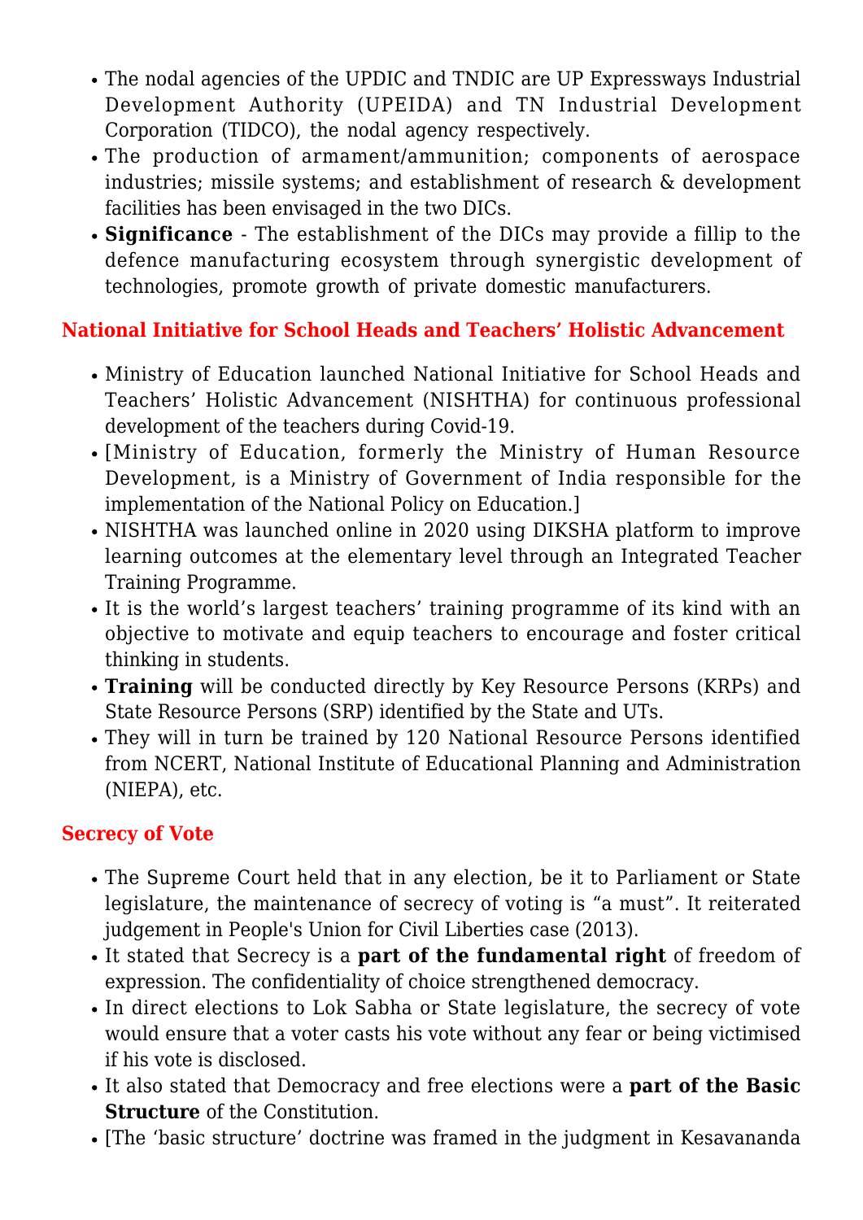- The nodal agencies of the UPDIC and TNDIC are UP Expressways Industrial Development Authority (UPEIDA) and TN Industrial Development Corporation (TIDCO), the nodal agency respectively.
- The production of armament/ammunition; components of aerospace industries; missile systems; and establishment of research & development facilities has been envisaged in the two DICs.
- **Significance** - The establishment of the DICs may provide a fillip to the defence manufacturing ecosystem through synergistic development of technologies, promote growth of private domestic manufacturers.

## National Initiative for School Heads and Teachers' Holistic Advancement

- Ministry of Education launched National Initiative for School Heads and Teachers' Holistic Advancement (NISHTHA) for continuous professional development of the teachers during Covid-19.
- [Ministry of Education, formerly the Ministry of Human Resource Development, is a Ministry of Government of India responsible for the implementation of the National Policy on Education.]
- NISHTHA was launched online in 2020 using DIKSHA platform to improve learning outcomes at the elementary level through an Integrated Teacher Training Programme.
- It is the world's largest teachers' training programme of its kind with an objective to motivate and equip teachers to encourage and foster critical thinking in students.
- **Training** will be conducted directly by Key Resource Persons (KRPs) and State Resource Persons (SRP) identified by the State and UTs.
- They will in turn be trained by 120 National Resource Persons identified from NCERT, National Institute of Educational Planning and Administration (NIEPA), etc.

## Secrecy of Vote

- The Supreme Court held that in any election, be it to Parliament or State legislature, the maintenance of secrecy of voting is "a must". It reiterated judgement in People's Union for Civil Liberties case (2013).
- It stated that Secrecy is a **part of the fundamental right** of freedom of expression. The confidentiality of choice strengthened democracy.
- In direct elections to Lok Sabha or State legislature, the secrecy of vote would ensure that a voter casts his vote without any fear or being victimised if his vote is disclosed.
- It also stated that Democracy and free elections were a **part of the Basic Structure** of the Constitution.
- [The 'basic structure' doctrine was framed in the judgment in Kesavananda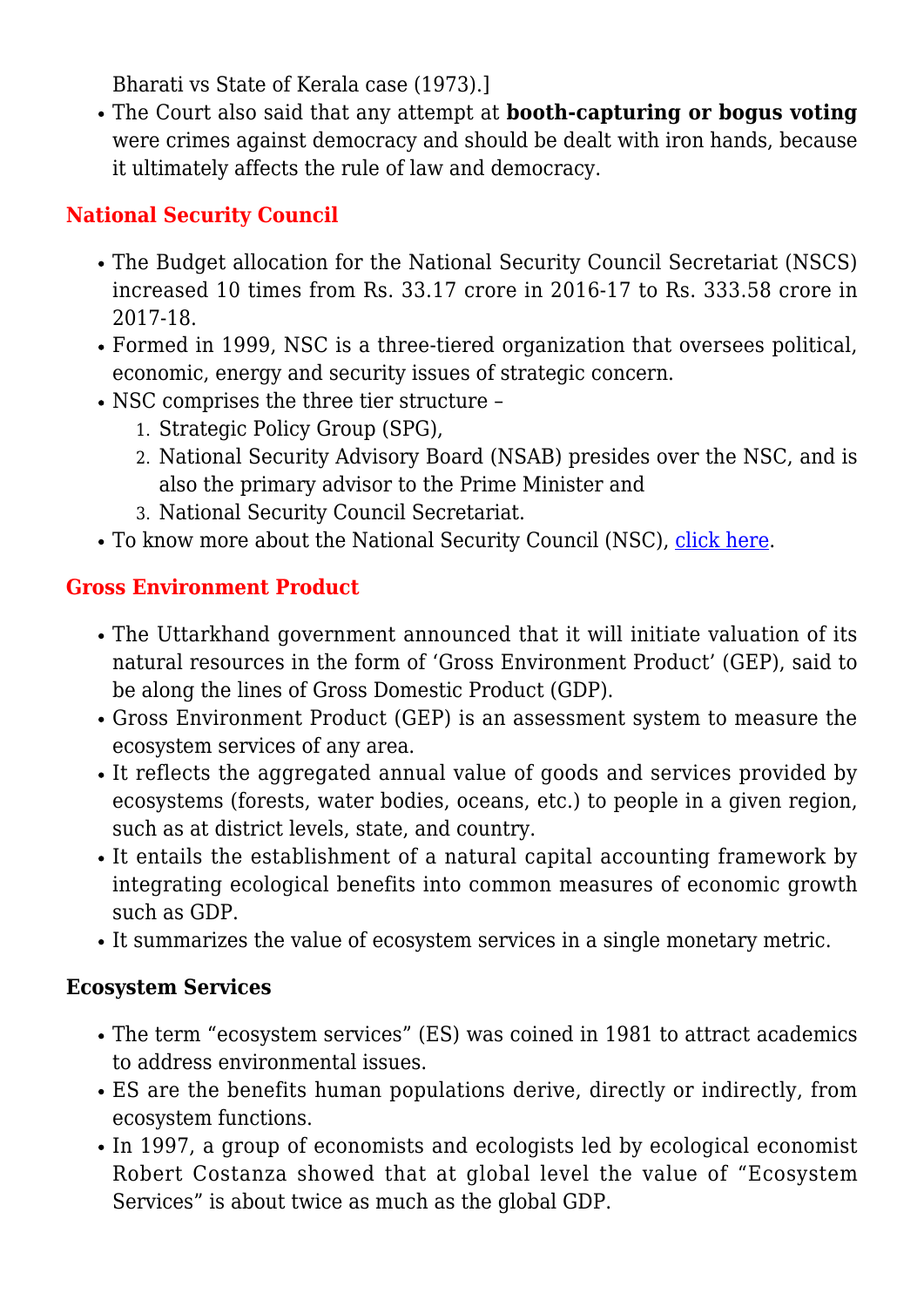Bharati vs State of Kerala case (1973).]

- The Court also said that any attempt at **booth-capturing or bogus voting** were crimes against democracy and should be dealt with iron hands, because it ultimately affects the rule of law and democracy.

## National Security Council

- The Budget allocation for the National Security Council Secretariat (NSCS) increased 10 times from Rs. 33.17 crore in 2016-17 to Rs. 333.58 crore in 2017-18.
- Formed in 1999, NSC is a three-tiered organization that oversees political, economic, energy and security issues of strategic concern.
- NSC comprises the three tier structure –
  1. Strategic Policy Group (SPG),
  2. National Security Advisory Board (NSAB) presides over the NSC, and is also the primary advisor to the Prime Minister and
  3. National Security Council Secretariat.
- To know more about the National Security Council (NSC), click here.

## Gross Environment Product

- The Uttarkhand government announced that it will initiate valuation of its natural resources in the form of 'Gross Environment Product' (GEP), said to be along the lines of Gross Domestic Product (GDP).
- Gross Environment Product (GEP) is an assessment system to measure the ecosystem services of any area.
- It reflects the aggregated annual value of goods and services provided by ecosystems (forests, water bodies, oceans, etc.) to people in a given region, such as at district levels, state, and country.
- It entails the establishment of a natural capital accounting framework by integrating ecological benefits into common measures of economic growth such as GDP.
- It summarizes the value of ecosystem services in a single monetary metric.

### Ecosystem Services

- The term "ecosystem services" (ES) was coined in 1981 to attract academics to address environmental issues.
- ES are the benefits human populations derive, directly or indirectly, from ecosystem functions.
- In 1997, a group of economists and ecologists led by ecological economist Robert Costanza showed that at global level the value of "Ecosystem Services" is about twice as much as the global GDP.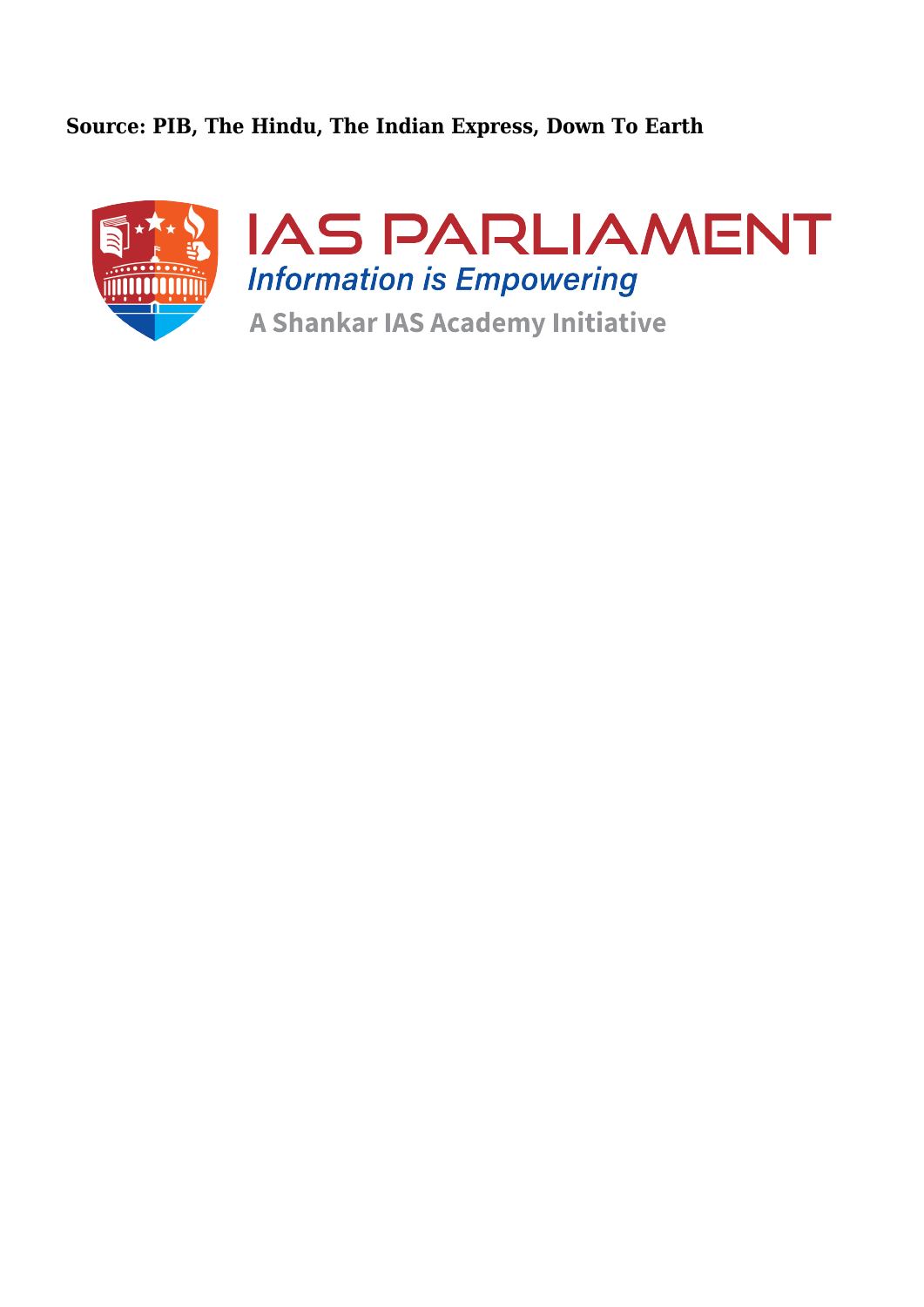**Source: PIB, The Hindu, The Indian Express, Down To Earth**

IAS PARLIAMENT

*Information is Empowering*

A Shankar IAS Academy Initiative